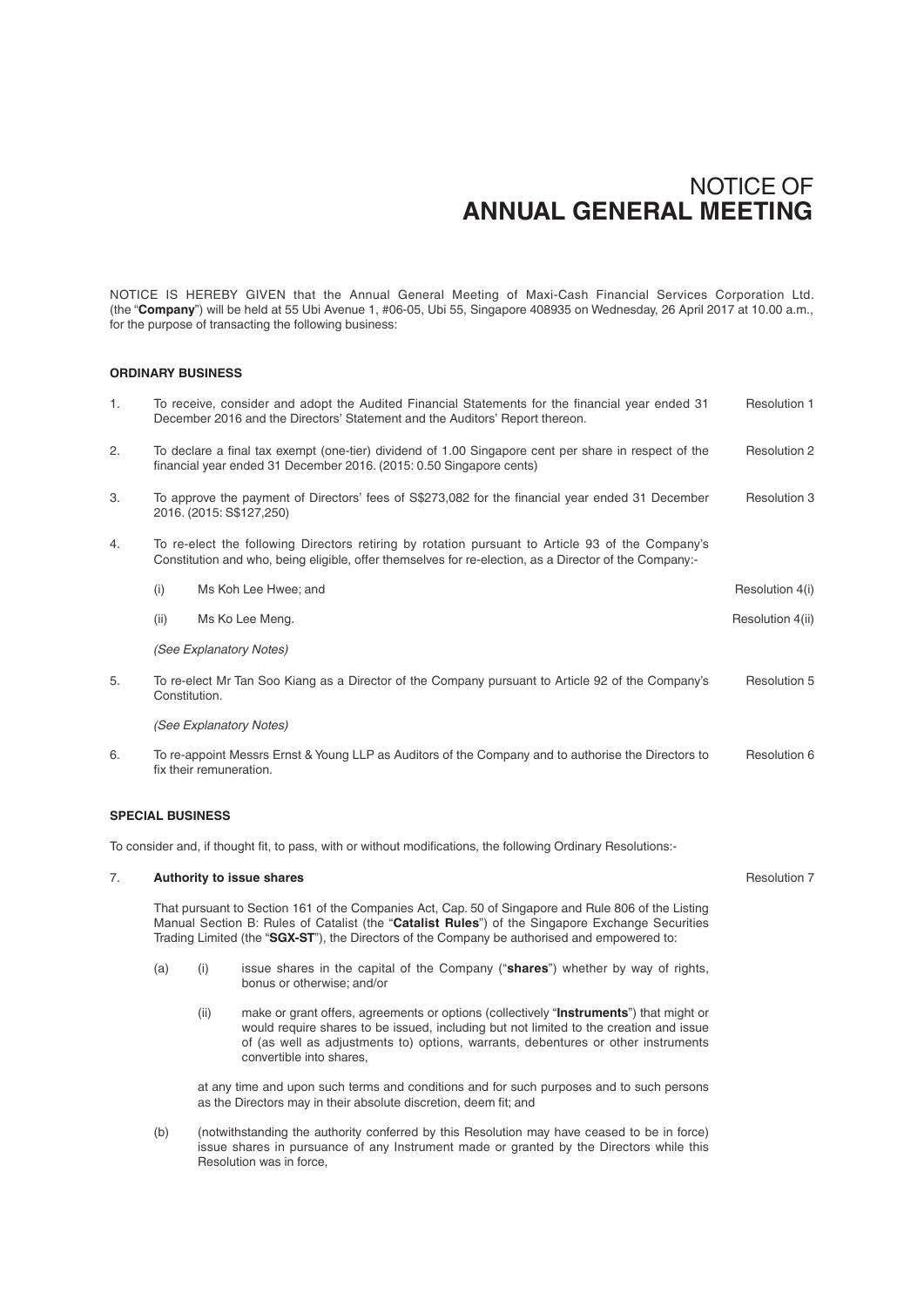# NOTICE OF
# ANNUAL GENERAL MEETING

NOTICE IS HEREBY GIVEN that the Annual General Meeting of Maxi-Cash Financial Services Corporation Ltd. (the "**Company**") will be held at 55 Ubi Avenue 1, #06-05, Ubi 55, Singapore 408935 on Wednesday, 26 April 2017 at 10.00 a.m., for the purpose of transacting the following business:

## ORDINARY BUSINESS

1. To receive, consider and adopt the Audited Financial Statements for the financial year ended 31 December 2016 and the Directors' Statement and the Auditors' Report thereon. — Resolution 1

2. To declare a final tax exempt (one-tier) dividend of 1.00 Singapore cent per share in respect of the financial year ended 31 December 2016. (2015: 0.50 Singapore cents) — Resolution 2

3. To approve the payment of Directors' fees of S$273,082 for the financial year ended 31 December 2016. (2015: S$127,250) — Resolution 3

4. To re-elect the following Directors retiring by rotation pursuant to Article 93 of the Company's Constitution and who, being eligible, offer themselves for re-election, as a Director of the Company:-

   (i) Ms Koh Lee Hwee; and — Resolution 4(i)

   (ii) Ms Ko Lee Meng. — Resolution 4(ii)

   *(See Explanatory Notes)*

5. To re-elect Mr Tan Soo Kiang as a Director of the Company pursuant to Article 92 of the Company's Constitution. — Resolution 5

   *(See Explanatory Notes)*

6. To re-appoint Messrs Ernst & Young LLP as Auditors of the Company and to authorise the Directors to fix their remuneration. — Resolution 6

## SPECIAL BUSINESS

To consider and, if thought fit, to pass, with or without modifications, the following Ordinary Resolutions:-

7. **Authority to issue shares** — Resolution 7

   That pursuant to Section 161 of the Companies Act, Cap. 50 of Singapore and Rule 806 of the Listing Manual Section B: Rules of Catalist (the "**Catalist Rules**") of the Singapore Exchange Securities Trading Limited (the "**SGX-ST**"), the Directors of the Company be authorised and empowered to:

   (a) (i) issue shares in the capital of the Company ("**shares**") whether by way of rights, bonus or otherwise; and/or

   (ii) make or grant offers, agreements or options (collectively "**Instruments**") that might or would require shares to be issued, including but not limited to the creation and issue of (as well as adjustments to) options, warrants, debentures or other instruments convertible into shares,

   at any time and upon such terms and conditions and for such purposes and to such persons as the Directors may in their absolute discretion, deem fit; and

   (b) (notwithstanding the authority conferred by this Resolution may have ceased to be in force) issue shares in pursuance of any Instrument made or granted by the Directors while this Resolution was in force,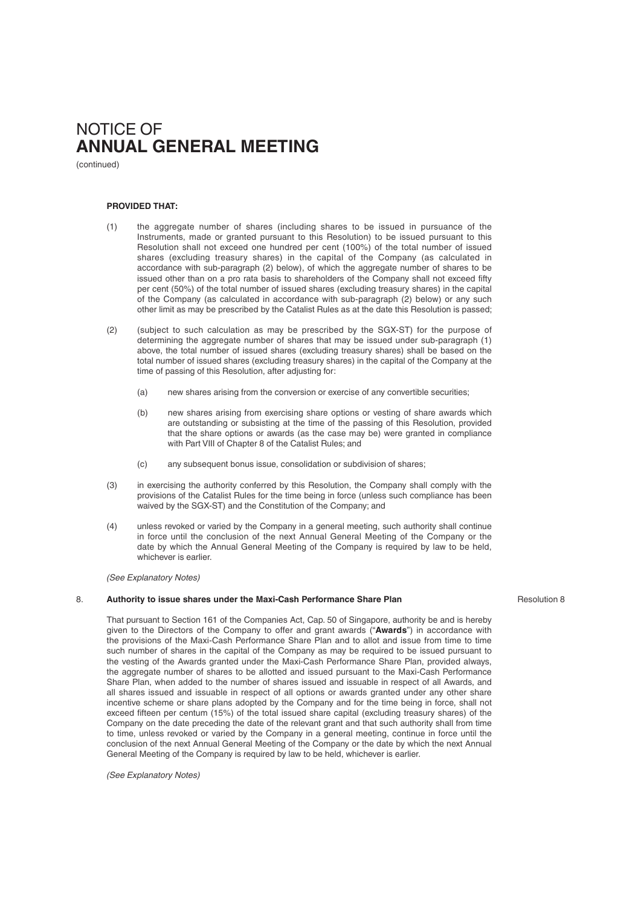# NOTICE OF **ANNUAL GENERAL MEETING**

(continued)

**PROVIDED THAT:**

(1) the aggregate number of shares (including shares to be issued in pursuance of the Instruments, made or granted pursuant to this Resolution) to be issued pursuant to this Resolution shall not exceed one hundred per cent (100%) of the total number of issued shares (excluding treasury shares) in the capital of the Company (as calculated in accordance with sub-paragraph (2) below), of which the aggregate number of shares to be issued other than on a pro rata basis to shareholders of the Company shall not exceed fifty per cent (50%) of the total number of issued shares (excluding treasury shares) in the capital of the Company (as calculated in accordance with sub-paragraph (2) below) or any such other limit as may be prescribed by the Catalist Rules as at the date this Resolution is passed;

(2) (subject to such calculation as may be prescribed by the SGX-ST) for the purpose of determining the aggregate number of shares that may be issued under sub-paragraph (1) above, the total number of issued shares (excluding treasury shares) shall be based on the total number of issued shares (excluding treasury shares) in the capital of the Company at the time of passing of this Resolution, after adjusting for:

   (a) new shares arising from the conversion or exercise of any convertible securities;

   (b) new shares arising from exercising share options or vesting of share awards which are outstanding or subsisting at the time of the passing of this Resolution, provided that the share options or awards (as the case may be) were granted in compliance with Part VIII of Chapter 8 of the Catalist Rules; and

   (c) any subsequent bonus issue, consolidation or subdivision of shares;

(3) in exercising the authority conferred by this Resolution, the Company shall comply with the provisions of the Catalist Rules for the time being in force (unless such compliance has been waived by the SGX-ST) and the Constitution of the Company; and

(4) unless revoked or varied by the Company in a general meeting, such authority shall continue in force until the conclusion of the next Annual General Meeting of the Company or the date by which the Annual General Meeting of the Company is required by law to be held, whichever is earlier.

*(See Explanatory Notes)*

8. **Authority to issue shares under the Maxi-Cash Performance Share Plan** — Resolution 8

That pursuant to Section 161 of the Companies Act, Cap. 50 of Singapore, authority be and is hereby given to the Directors of the Company to offer and grant awards ("**Awards**") in accordance with the provisions of the Maxi-Cash Performance Share Plan and to allot and issue from time to time such number of shares in the capital of the Company as may be required to be issued pursuant to the vesting of the Awards granted under the Maxi-Cash Performance Share Plan, provided always, the aggregate number of shares to be allotted and issued pursuant to the Maxi-Cash Performance Share Plan, when added to the number of shares issued and issuable in respect of all Awards, and all shares issued and issuable in respect of all options or awards granted under any other share incentive scheme or share plans adopted by the Company and for the time being in force, shall not exceed fifteen per centum (15%) of the total issued share capital (excluding treasury shares) of the Company on the date preceding the date of the relevant grant and that such authority shall from time to time, unless revoked or varied by the Company in a general meeting, continue in force until the conclusion of the next Annual General Meeting of the Company or the date by which the next Annual General Meeting of the Company is required by law to be held, whichever is earlier.

*(See Explanatory Notes)*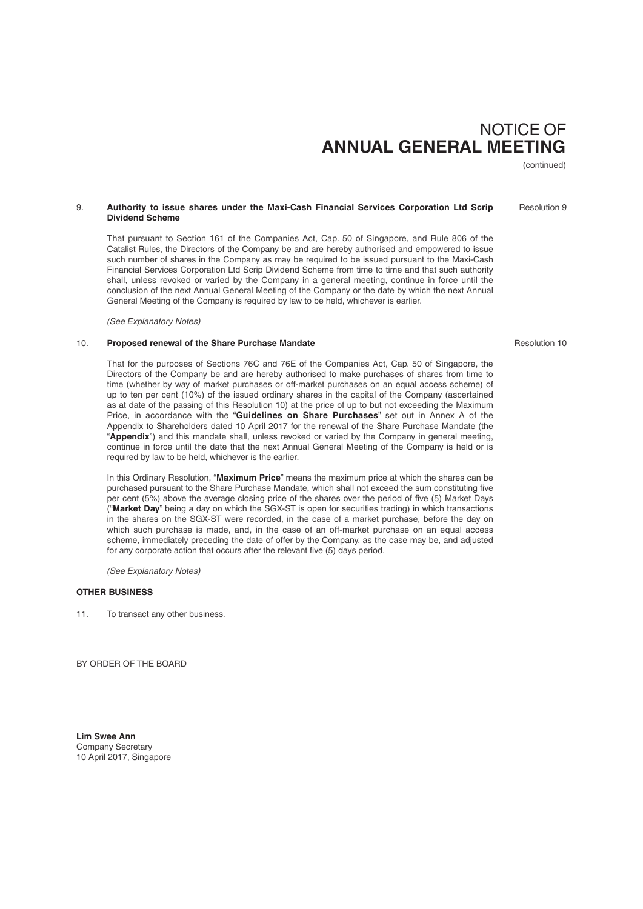# NOTICE OF ANNUAL GENERAL MEETING

(continued)

9. **Authority to issue shares under the Maxi-Cash Financial Services Corporation Ltd Scrip Dividend Scheme** — Resolution 9

   That pursuant to Section 161 of the Companies Act, Cap. 50 of Singapore, and Rule 806 of the Catalist Rules, the Directors of the Company be and are hereby authorised and empowered to issue such number of shares in the Company as may be required to be issued pursuant to the Maxi-Cash Financial Services Corporation Ltd Scrip Dividend Scheme from time to time and that such authority shall, unless revoked or varied by the Company in a general meeting, continue in force until the conclusion of the next Annual General Meeting of the Company or the date by which the next Annual General Meeting of the Company is required by law to be held, whichever is earlier.

   *(See Explanatory Notes)*

10. **Proposed renewal of the Share Purchase Mandate** — Resolution 10

    That for the purposes of Sections 76C and 76E of the Companies Act, Cap. 50 of Singapore, the Directors of the Company be and are hereby authorised to make purchases of shares from time to time (whether by way of market purchases or off-market purchases on an equal access scheme) of up to ten per cent (10%) of the issued ordinary shares in the capital of the Company (ascertained as at date of the passing of this Resolution 10) at the price of up to but not exceeding the Maximum Price, in accordance with the "**Guidelines on Share Purchases**" set out in Annex A of the Appendix to Shareholders dated 10 April 2017 for the renewal of the Share Purchase Mandate (the "**Appendix**") and this mandate shall, unless revoked or varied by the Company in general meeting, continue in force until the date that the next Annual General Meeting of the Company is held or is required by law to be held, whichever is the earlier.

    In this Ordinary Resolution, "**Maximum Price**" means the maximum price at which the shares can be purchased pursuant to the Share Purchase Mandate, which shall not exceed the sum constituting five per cent (5%) above the average closing price of the shares over the period of five (5) Market Days ("**Market Day**" being a day on which the SGX-ST is open for securities trading) in which transactions in the shares on the SGX-ST were recorded, in the case of a market purchase, before the day on which such purchase is made, and, in the case of an off-market purchase on an equal access scheme, immediately preceding the date of offer by the Company, as the case may be, and adjusted for any corporate action that occurs after the relevant five (5) days period.

    *(See Explanatory Notes)*

**OTHER BUSINESS**

11. To transact any other business.

BY ORDER OF THE BOARD

**Lim Swee Ann**
Company Secretary
10 April 2017, Singapore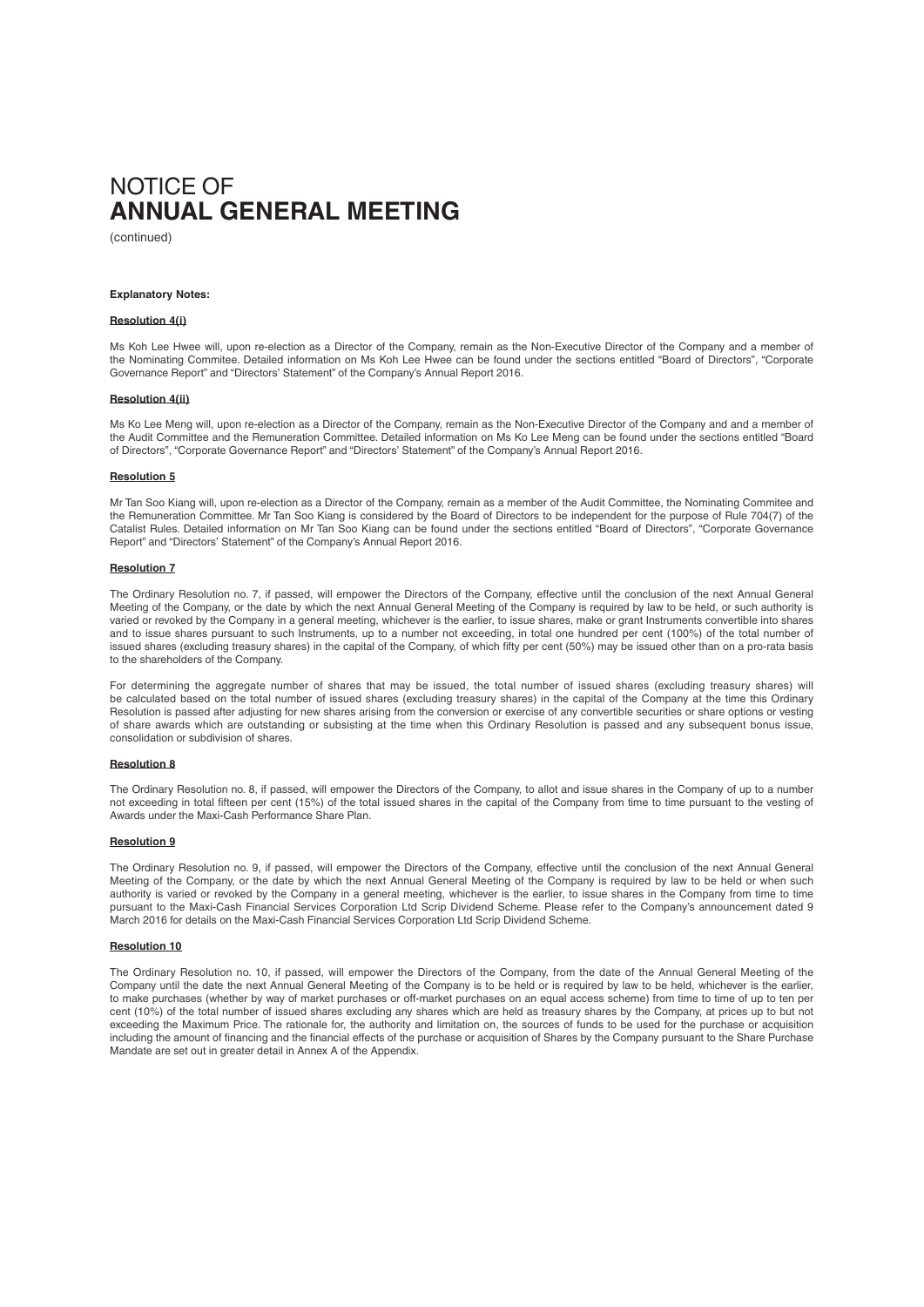# NOTICE OF **ANNUAL GENERAL MEETING**

(continued)

**Explanatory Notes:**

**Resolution 4(i)**

Ms Koh Lee Hwee will, upon re-election as a Director of the Company, remain as the Non-Executive Director of the Company and a member of the Nominating Commitee. Detailed information on Ms Koh Lee Hwee can be found under the sections entitled "Board of Directors", "Corporate Governance Report" and "Directors' Statement" of the Company's Annual Report 2016.

**Resolution 4(ii)**

Ms Ko Lee Meng will, upon re-election as a Director of the Company, remain as the Non-Executive Director of the Company and and a member of the Audit Committee and the Remuneration Committee. Detailed information on Ms Ko Lee Meng can be found under the sections entitled "Board of Directors", "Corporate Governance Report" and "Directors' Statement" of the Company's Annual Report 2016.

**Resolution 5**

Mr Tan Soo Kiang will, upon re-election as a Director of the Company, remain as a member of the Audit Committee, the Nominating Commitee and the Remuneration Committee. Mr Tan Soo Kiang is considered by the Board of Directors to be independent for the purpose of Rule 704(7) of the Catalist Rules. Detailed information on Mr Tan Soo Kiang can be found under the sections entitled "Board of Directors", "Corporate Governance Report" and "Directors' Statement" of the Company's Annual Report 2016.

**Resolution 7**

The Ordinary Resolution no. 7, if passed, will empower the Directors of the Company, effective until the conclusion of the next Annual General Meeting of the Company, or the date by which the next Annual General Meeting of the Company is required by law to be held, or such authority is varied or revoked by the Company in a general meeting, whichever is the earlier, to issue shares, make or grant Instruments convertible into shares and to issue shares pursuant to such Instruments, up to a number not exceeding, in total one hundred per cent (100%) of the total number of issued shares (excluding treasury shares) in the capital of the Company, of which fifty per cent (50%) may be issued other than on a pro-rata basis to the shareholders of the Company.

For determining the aggregate number of shares that may be issued, the total number of issued shares (excluding treasury shares) will be calculated based on the total number of issued shares (excluding treasury shares) in the capital of the Company at the time this Ordinary Resolution is passed after adjusting for new shares arising from the conversion or exercise of any convertible securities or share options or vesting of share awards which are outstanding or subsisting at the time when this Ordinary Resolution is passed and any subsequent bonus issue, consolidation or subdivision of shares.

**Resolution 8**

The Ordinary Resolution no. 8, if passed, will empower the Directors of the Company, to allot and issue shares in the Company of up to a number not exceeding in total fifteen per cent (15%) of the total issued shares in the capital of the Company from time to time pursuant to the vesting of Awards under the Maxi-Cash Performance Share Plan.

**Resolution 9**

The Ordinary Resolution no. 9, if passed, will empower the Directors of the Company, effective until the conclusion of the next Annual General Meeting of the Company, or the date by which the next Annual General Meeting of the Company is required by law to be held or when such authority is varied or revoked by the Company in a general meeting, whichever is the earlier, to issue shares in the Company from time to time pursuant to the Maxi-Cash Financial Services Corporation Ltd Scrip Dividend Scheme. Please refer to the Company's announcement dated 9 March 2016 for details on the Maxi-Cash Financial Services Corporation Ltd Scrip Dividend Scheme.

**Resolution 10**

The Ordinary Resolution no. 10, if passed, will empower the Directors of the Company, from the date of the Annual General Meeting of the Company until the date the next Annual General Meeting of the Company is to be held or is required by law to be held, whichever is the earlier, to make purchases (whether by way of market purchases or off-market purchases on an equal access scheme) from time to time of up to ten per cent (10%) of the total number of issued shares excluding any shares which are held as treasury shares by the Company, at prices up to but not exceeding the Maximum Price. The rationale for, the authority and limitation on, the sources of funds to be used for the purchase or acquisition including the amount of financing and the financial effects of the purchase or acquisition of Shares by the Company pursuant to the Share Purchase Mandate are set out in greater detail in Annex A of the Appendix.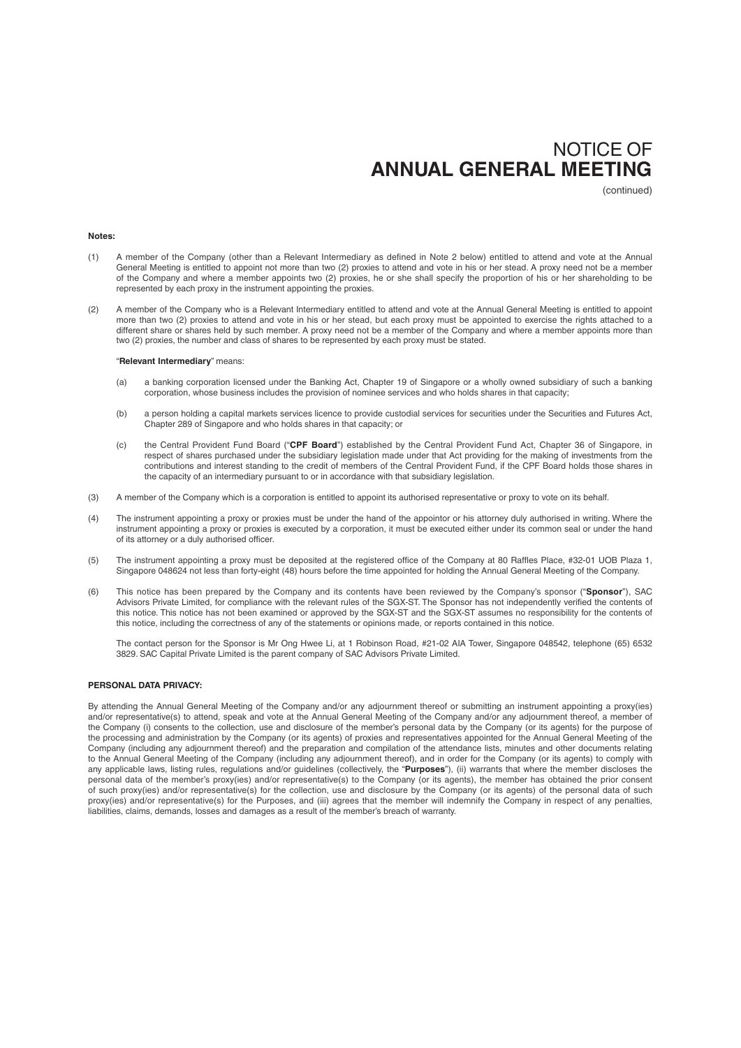# NOTICE OF **ANNUAL GENERAL MEETING**

(continued)

**Notes:**

(1) A member of the Company (other than a Relevant Intermediary as defined in Note 2 below) entitled to attend and vote at the Annual General Meeting is entitled to appoint not more than two (2) proxies to attend and vote in his or her stead. A proxy need not be a member of the Company and where a member appoints two (2) proxies, he or she shall specify the proportion of his or her shareholding to be represented by each proxy in the instrument appointing the proxies.

(2) A member of the Company who is a Relevant Intermediary entitled to attend and vote at the Annual General Meeting is entitled to appoint more than two (2) proxies to attend and vote in his or her stead, but each proxy must be appointed to exercise the rights attached to a different share or shares held by such member. A proxy need not be a member of the Company and where a member appoints more than two (2) proxies, the number and class of shares to be represented by each proxy must be stated.

"**Relevant Intermediary**" means:

(a) a banking corporation licensed under the Banking Act, Chapter 19 of Singapore or a wholly owned subsidiary of such a banking corporation, whose business includes the provision of nominee services and who holds shares in that capacity;

(b) a person holding a capital markets services licence to provide custodial services for securities under the Securities and Futures Act, Chapter 289 of Singapore and who holds shares in that capacity; or

(c) the Central Provident Fund Board ("**CPF Board**") established by the Central Provident Fund Act, Chapter 36 of Singapore, in respect of shares purchased under the subsidiary legislation made under that Act providing for the making of investments from the contributions and interest standing to the credit of members of the Central Provident Fund, if the CPF Board holds those shares in the capacity of an intermediary pursuant to or in accordance with that subsidiary legislation.

(3) A member of the Company which is a corporation is entitled to appoint its authorised representative or proxy to vote on its behalf.

(4) The instrument appointing a proxy or proxies must be under the hand of the appointor or his attorney duly authorised in writing. Where the instrument appointing a proxy or proxies is executed by a corporation, it must be executed either under its common seal or under the hand of its attorney or a duly authorised officer.

(5) The instrument appointing a proxy must be deposited at the registered office of the Company at 80 Raffles Place, #32-01 UOB Plaza 1, Singapore 048624 not less than forty-eight (48) hours before the time appointed for holding the Annual General Meeting of the Company.

(6) This notice has been prepared by the Company and its contents have been reviewed by the Company's sponsor ("**Sponsor**"), SAC Advisors Private Limited, for compliance with the relevant rules of the SGX-ST. The Sponsor has not independently verified the contents of this notice. This notice has not been examined or approved by the SGX-ST and the SGX-ST assumes no responsibility for the contents of this notice, including the correctness of any of the statements or opinions made, or reports contained in this notice.

The contact person for the Sponsor is Mr Ong Hwee Li, at 1 Robinson Road, #21-02 AIA Tower, Singapore 048542, telephone (65) 6532 3829. SAC Capital Private Limited is the parent company of SAC Advisors Private Limited.

**PERSONAL DATA PRIVACY:**

By attending the Annual General Meeting of the Company and/or any adjournment thereof or submitting an instrument appointing a proxy(ies) and/or representative(s) to attend, speak and vote at the Annual General Meeting of the Company and/or any adjournment thereof, a member of the Company (i) consents to the collection, use and disclosure of the member's personal data by the Company (or its agents) for the purpose of the processing and administration by the Company (or its agents) of proxies and representatives appointed for the Annual General Meeting of the Company (including any adjournment thereof) and the preparation and compilation of the attendance lists, minutes and other documents relating to the Annual General Meeting of the Company (including any adjournment thereof), and in order for the Company (or its agents) to comply with any applicable laws, listing rules, regulations and/or guidelines (collectively, the "**Purposes**"), (ii) warrants that where the member discloses the personal data of the member's proxy(ies) and/or representative(s) to the Company (or its agents), the member has obtained the prior consent of such proxy(ies) and/or representative(s) for the collection, use and disclosure by the Company (or its agents) of the personal data of such proxy(ies) and/or representative(s) for the Purposes, and (iii) agrees that the member will indemnify the Company in respect of any penalties, liabilities, claims, demands, losses and damages as a result of the member's breach of warranty.